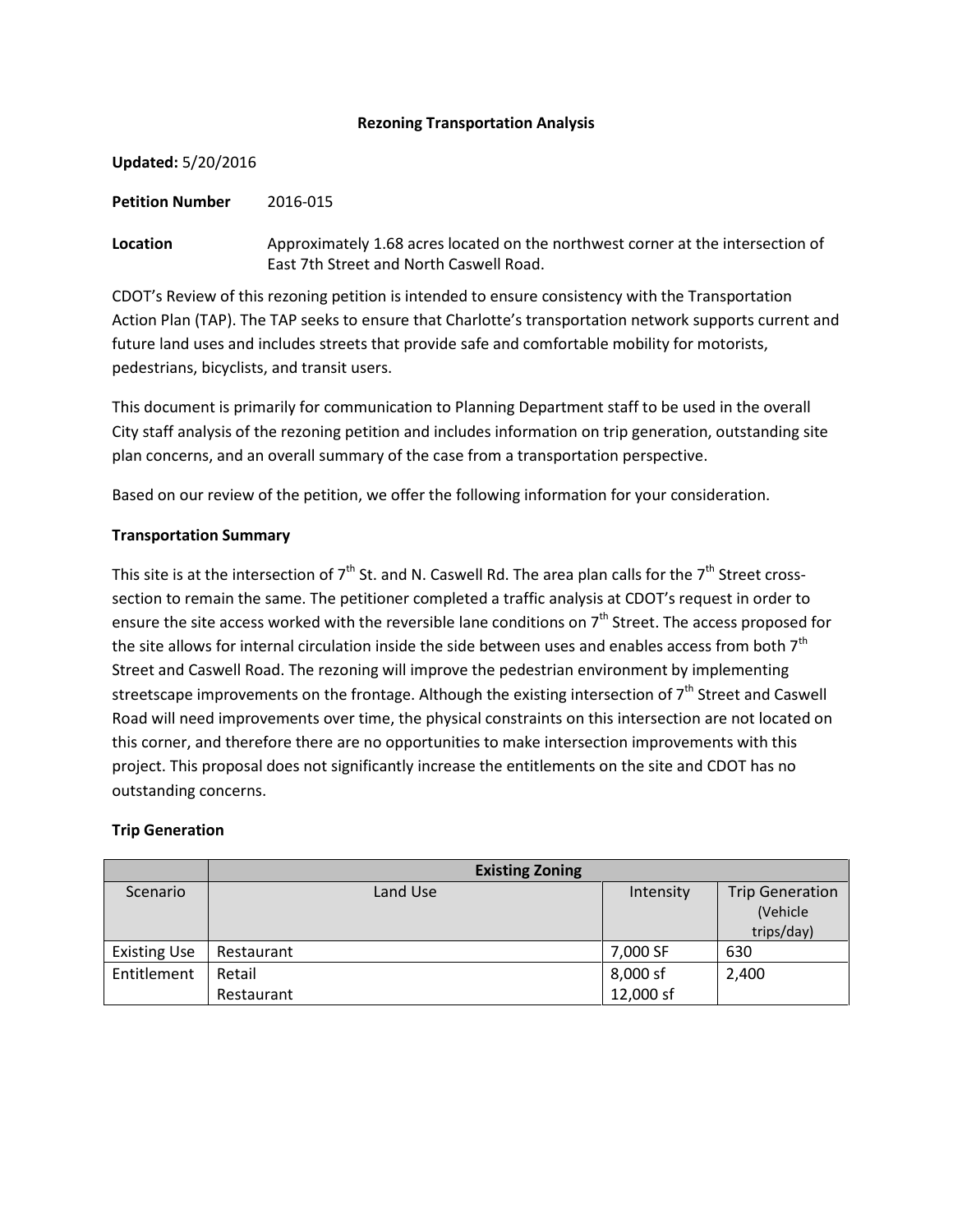# Rezoning Transportation Analysis

**Updated:** 5/20/2016

**Petition Number** 2016-015

**Location** Approximately 1.68 acres located on the northwest corner at the intersection of East 7th Street and North Caswell Road.

CDOT's Review of this rezoning petition is intended to ensure consistency with the Transportation Action Plan (TAP). The TAP seeks to ensure that Charlotte's transportation network supports current and future land uses and includes streets that provide safe and comfortable mobility for motorists, pedestrians, bicyclists, and transit users.

This document is primarily for communication to Planning Department staff to be used in the overall City staff analysis of the rezoning petition and includes information on trip generation, outstanding site plan concerns, and an overall summary of the case from a transportation perspective.

Based on our review of the petition, we offer the following information for your consideration.

### Transportation Summary

This site is at the intersection of 7th St. and N. Caswell Rd. The area plan calls for the 7th Street cross-section to remain the same. The petitioner completed a traffic analysis at CDOT's request in order to ensure the site access worked with the reversible lane conditions on 7th Street. The access proposed for the site allows for internal circulation inside the side between uses and enables access from both 7th Street and Caswell Road. The rezoning will improve the pedestrian environment by implementing streetscape improvements on the frontage. Although the existing intersection of 7th Street and Caswell Road will need improvements over time, the physical constraints on this intersection are not located on this corner, and therefore there are no opportunities to make intersection improvements with this project. This proposal does not significantly increase the entitlements on the site and CDOT has no outstanding concerns.

### Trip Generation

| | **Existing Zoning** | | |
|---|---|---|---|
| Scenario | Land Use | Intensity | Trip Generation (Vehicle trips/day) |
| Existing Use | Restaurant | 7,000 SF | 630 |
| Entitlement | Retail<br>Restaurant | 8,000 sf<br>12,000 sf | 2,400 |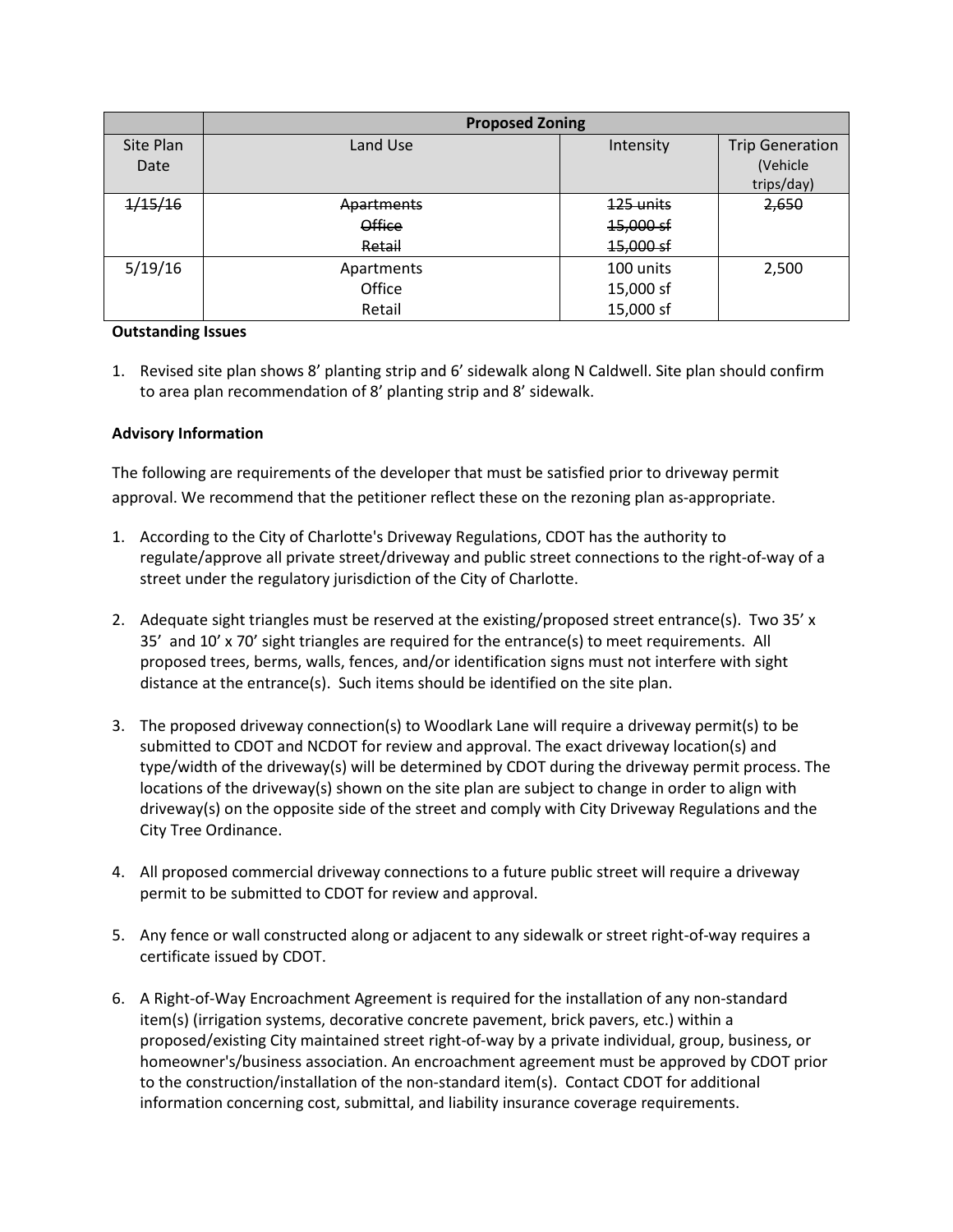| | Proposed Zoning | | |
|---|---|---|---|
| Site Plan Date | Land Use | Intensity | Trip Generation (Vehicle trips/day) |
| ~~1/15/16~~ | ~~Apartments~~<br>~~Office~~<br>~~Retail~~ | ~~125 units~~<br>~~15,000 sf~~<br>~~15,000 sf~~ | ~~2,650~~ |
| 5/19/16 | Apartments<br>Office<br>Retail | 100 units<br>15,000 sf<br>15,000 sf | 2,500 |

**Outstanding Issues**

1. Revised site plan shows 8' planting strip and 6' sidewalk along N Caldwell. Site plan should confirm to area plan recommendation of 8' planting strip and 8' sidewalk.

**Advisory Information**

The following are requirements of the developer that must be satisfied prior to driveway permit approval. We recommend that the petitioner reflect these on the rezoning plan as-appropriate.

1. According to the City of Charlotte's Driveway Regulations, CDOT has the authority to regulate/approve all private street/driveway and public street connections to the right-of-way of a street under the regulatory jurisdiction of the City of Charlotte.

2. Adequate sight triangles must be reserved at the existing/proposed street entrance(s). Two 35' x 35' and 10' x 70' sight triangles are required for the entrance(s) to meet requirements. All proposed trees, berms, walls, fences, and/or identification signs must not interfere with sight distance at the entrance(s). Such items should be identified on the site plan.

3. The proposed driveway connection(s) to Woodlark Lane will require a driveway permit(s) to be submitted to CDOT and NCDOT for review and approval. The exact driveway location(s) and type/width of the driveway(s) will be determined by CDOT during the driveway permit process. The locations of the driveway(s) shown on the site plan are subject to change in order to align with driveway(s) on the opposite side of the street and comply with City Driveway Regulations and the City Tree Ordinance.

4. All proposed commercial driveway connections to a future public street will require a driveway permit to be submitted to CDOT for review and approval.

5. Any fence or wall constructed along or adjacent to any sidewalk or street right-of-way requires a certificate issued by CDOT.

6. A Right-of-Way Encroachment Agreement is required for the installation of any non-standard item(s) (irrigation systems, decorative concrete pavement, brick pavers, etc.) within a proposed/existing City maintained street right-of-way by a private individual, group, business, or homeowner's/business association. An encroachment agreement must be approved by CDOT prior to the construction/installation of the non-standard item(s). Contact CDOT for additional information concerning cost, submittal, and liability insurance coverage requirements.